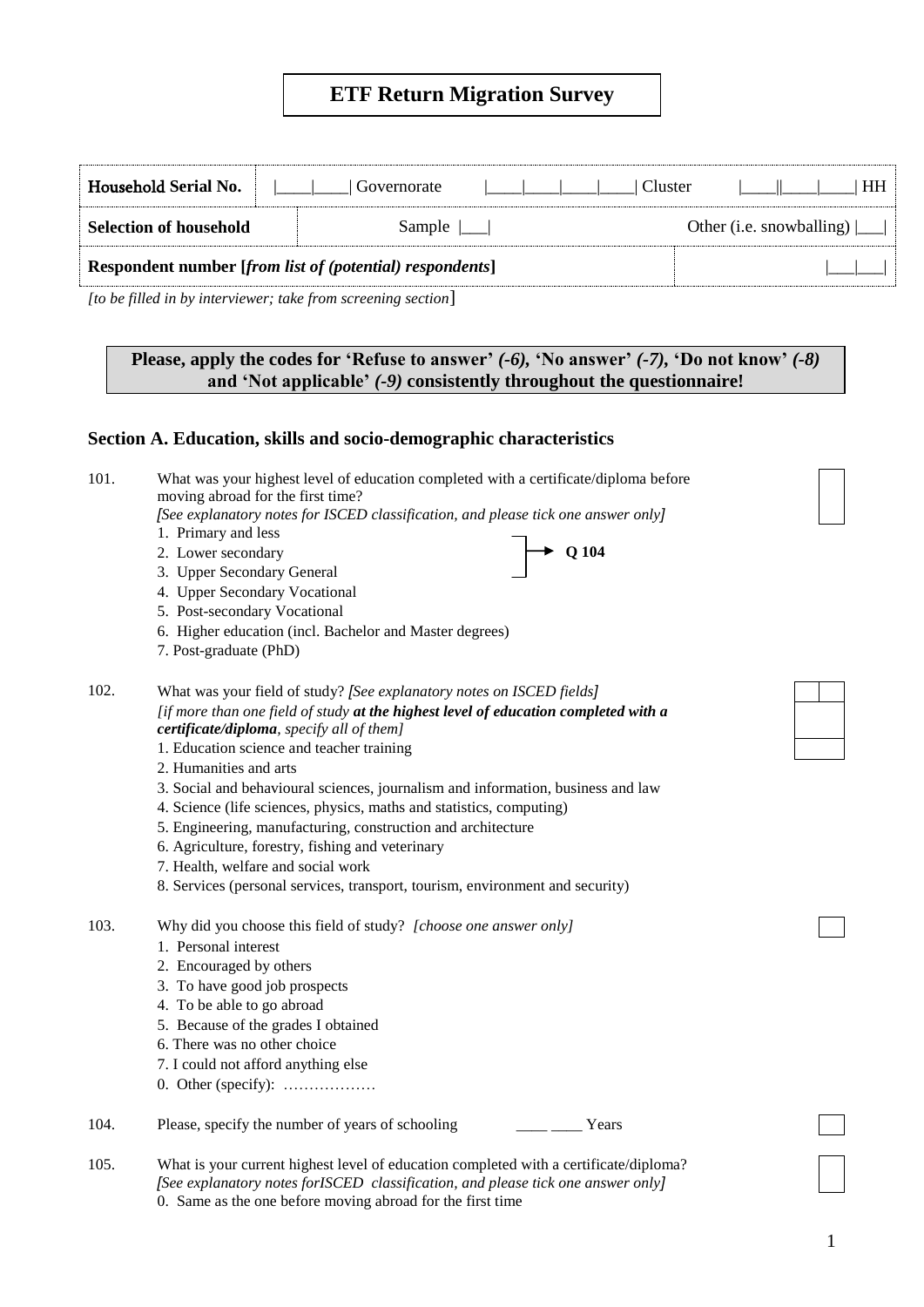# ETF Return Migration Survey

| Household Serial No. | \|\_\_\_\_\|\_\_\_\_\| Governorate | \|\_\_\_\_\|\_\_\_\_\|\_\_\_\_\|\_\_\_\_\|\_\_\_\_\| Cluster | \|\_\_\_\_\|\|\_\_\_\_\|\_\_\_\_\| HH |
|---|---|---|---|
| **Selection of household** | Sample \|\_\_\_\| | Other (i.e. snowballing) \|\_\_\_\| | |
| **Respondent number [*from list of (potential) respondents*]** | | | \|\_\_\_\|\_\_\_\| |

*[to be filled in by interviewer; take from screening section*]

**Please, apply the codes for 'Refuse to answer' *(-6)*, 'No answer' *(-7)*, 'Do not know' *(-8)* and 'Not applicable' *(-9)* consistently throughout the questionnaire!**

## Section A. Education, skills and socio-demographic characteristics

101. What was your highest level of education completed with a certificate/diploma before moving abroad for the first time?
*[See explanatory notes for ISCED classification, and please tick one answer only]*
   1. Primary and less
   2. Lower secondary → **Q 104** (options 1–3)
   3. Upper Secondary General
   4. Upper Secondary Vocational
   5. Post-secondary Vocational
   6. Higher education (incl. Bachelor and Master degrees)
   7. Post-graduate (PhD)

102. What was your field of study? *[See explanatory notes on ISCED fields]*
*[if more than one field of study* ***at the highest level of education completed with a certificate/diploma****, specify all of them]*
   1. Education science and teacher training
   2. Humanities and arts
   3. Social and behavioural sciences, journalism and information, business and law
   4. Science (life sciences, physics, maths and statistics, computing)
   5. Engineering, manufacturing, construction and architecture
   6. Agriculture, forestry, fishing and veterinary
   7. Health, welfare and social work
   8. Services (personal services, transport, tourism, environment and security)

103. Why did you choose this field of study? *[choose one answer only]*
   1. Personal interest
   2. Encouraged by others
   3. To have good job prospects
   4. To be able to go abroad
   5. Because of the grades I obtained
   6. There was no other choice
   7. I could not afford anything else
   0. Other (specify): ………………

104. Please, specify the number of years of schooling \_\_\_\_ \_\_\_\_ Years

105. What is your current highest level of education completed with a certificate/diploma?
*[See explanatory notes forISCED classification, and please tick one answer only]*
   0. Same as the one before moving abroad for the first time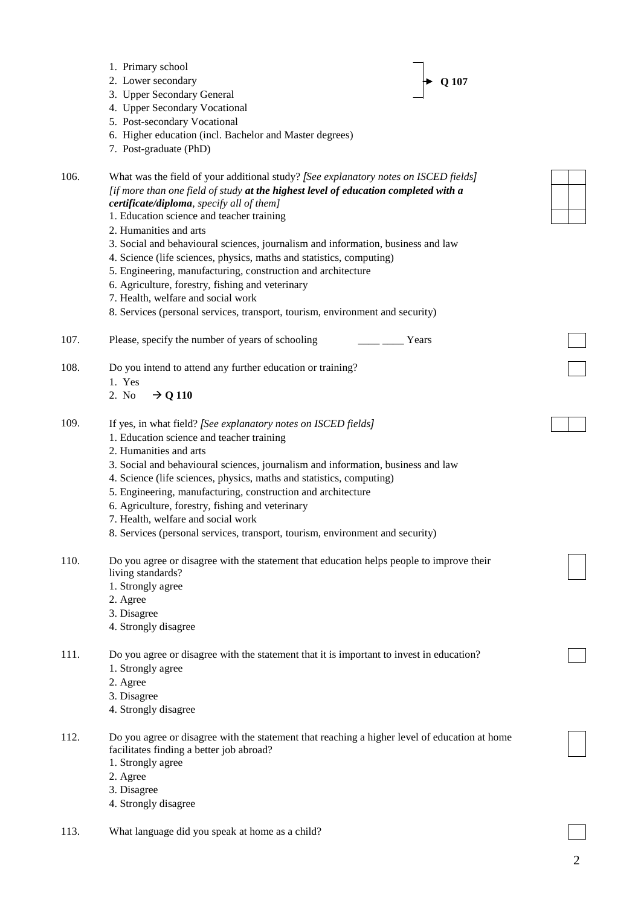1. Primary school
2. Lower secondary
3. Upper Secondary General
4. Upper Secondary Vocational
5. Post-secondary Vocational
6. Higher education (incl. Bachelor and Master degrees)
7. Post-graduate (PhD)

(1–3 → **Q 107**)

106. What was the field of your additional study? *[See explanatory notes on ISCED fields]* *[if more than one field of study* ***at the highest level of education completed with a certificate/diploma****, specify all of them]*
1. Education science and teacher training
2. Humanities and arts
3. Social and behavioural sciences, journalism and information, business and law
4. Science (life sciences, physics, maths and statistics, computing)
5. Engineering, manufacturing, construction and architecture
6. Agriculture, forestry, fishing and veterinary
7. Health, welfare and social work
8. Services (personal services, transport, tourism, environment and security)

107. Please, specify the number of years of schooling ____ ____ Years

108. Do you intend to attend any further education or training?
1. Yes
2. No → **Q 110**

109. If yes, in what field? *[See explanatory notes on ISCED fields]*
1. Education science and teacher training
2. Humanities and arts
3. Social and behavioural sciences, journalism and information, business and law
4. Science (life sciences, physics, maths and statistics, computing)
5. Engineering, manufacturing, construction and architecture
6. Agriculture, forestry, fishing and veterinary
7. Health, welfare and social work
8. Services (personal services, transport, tourism, environment and security)

110. Do you agree or disagree with the statement that education helps people to improve their living standards?
1. Strongly agree
2. Agree
3. Disagree
4. Strongly disagree

111. Do you agree or disagree with the statement that it is important to invest in education?
1. Strongly agree
2. Agree
3. Disagree
4. Strongly disagree

112. Do you agree or disagree with the statement that reaching a higher level of education at home facilitates finding a better job abroad?
1. Strongly agree
2. Agree
3. Disagree
4. Strongly disagree

113. What language did you speak at home as a child?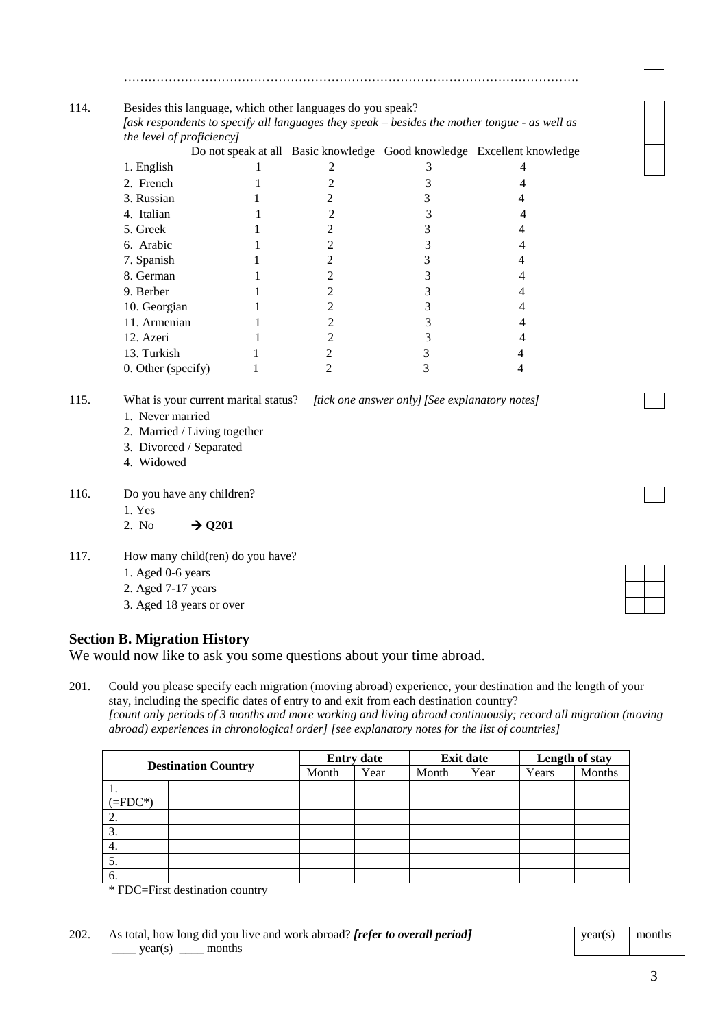……………………………………………………………………………………………….

114. Besides this language, which other languages do you speak?
*[ask respondents to specify all languages they speak – besides the mother tongue - as well as the level of proficiency]*

| | Do not speak at all | Basic knowledge | Good knowledge | Excellent knowledge |
|---|---|---|---|---|
| 1. English | 1 | 2 | 3 | 4 |
| 2. French | 1 | 2 | 3 | 4 |
| 3. Russian | 1 | 2 | 3 | 4 |
| 4. Italian | 1 | 2 | 3 | 4 |
| 5. Greek | 1 | 2 | 3 | 4 |
| 6. Arabic | 1 | 2 | 3 | 4 |
| 7. Spanish | 1 | 2 | 3 | 4 |
| 8. German | 1 | 2 | 3 | 4 |
| 9. Berber | 1 | 2 | 3 | 4 |
| 10. Georgian | 1 | 2 | 3 | 4 |
| 11. Armenian | 1 | 2 | 3 | 4 |
| 12. Azeri | 1 | 2 | 3 | 4 |
| 13. Turkish | 1 | 2 | 3 | 4 |
| 0. Other (specify) | 1 | 2 | 3 | 4 |

115. What is your current marital status? *[tick one answer only] [See explanatory notes]*
1. Never married
2. Married / Living together
3. Divorced / Separated
4. Widowed

116. Do you have any children?
1. Yes
2. No → **Q201**

117. How many child(ren) do you have?
1. Aged 0-6 years
2. Aged 7-17 years
3. Aged 18 years or over

## Section B. Migration History

We would now like to ask you some questions about your time abroad.

201. Could you please specify each migration (moving abroad) experience, your destination and the length of your stay, including the specific dates of entry to and exit from each destination country?
*[count only periods of 3 months and more working and living abroad continuously; record all migration (moving abroad) experiences in chronological order] [see explanatory notes for the list of countries]*

| **Destination Country** | | **Entry date** | | **Exit date** | | **Length of stay** | |
|---|---|---|---|---|---|---|---|
| | | Month | Year | Month | Year | Years | Months |
| 1. (=FDC*) | | | | | | | |
| 2. | | | | | | | |
| 3. | | | | | | | |
| 4. | | | | | | | |
| 5. | | | | | | | |
| 6. | | | | | | | |

\* FDC=First destination country

202. As total, how long did you live and work abroad? ***[refer to overall period]***
____ year(s) ____ months

| year(s) | months |
|---|---|
| | |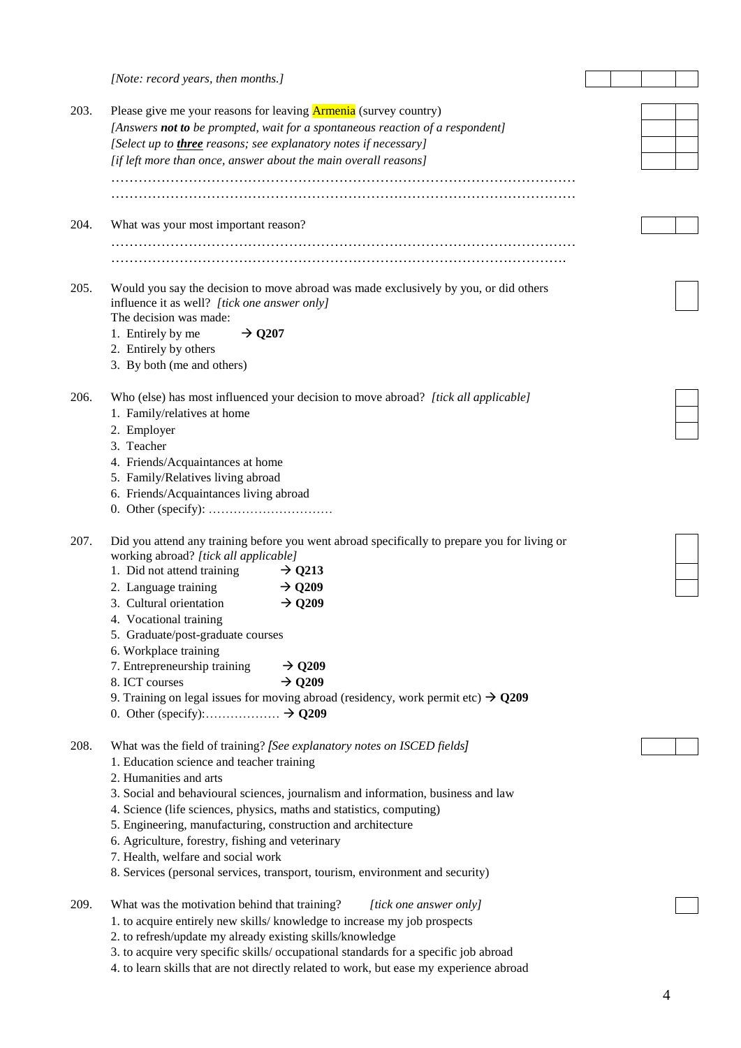*[Note: record years, then months.]*

203. Please give me your reasons for leaving Armenia (survey country)
*[Answers **not to** be prompted, wait for a spontaneous reaction of a respondent]*
*[Select up to **three** reasons; see explanatory notes if necessary]*
*[if left more than once, answer about the main overall reasons]*
…………………………………………………………………………………………
…………………………………………………………………………………………

204. What was your most important reason?
…………………………………………………………………………………………
………………………………………………………………………………………….

205. Would you say the decision to move abroad was made exclusively by you, or did others influence it as well? *[tick one answer only]*
The decision was made:
1. Entirely by me → **Q207**
2. Entirely by others
3. By both (me and others)

206. Who (else) has most influenced your decision to move abroad? *[tick all applicable]*
1. Family/relatives at home
2. Employer
3. Teacher
4. Friends/Acquaintances at home
5. Family/Relatives living abroad
6. Friends/Acquaintances living abroad
0. Other (specify): …………………………

207. Did you attend any training before you went abroad specifically to prepare you for living or working abroad? *[tick all applicable]*
1. Did not attend training → **Q213**
2. Language training → **Q209**
3. Cultural orientation → **Q209**
4. Vocational training
5. Graduate/post-graduate courses
6. Workplace training
7. Entrepreneurship training → **Q209**
8. ICT courses → **Q209**
9. Training on legal issues for moving abroad (residency, work permit etc) → **Q209**
0. Other (specify):……………… → **Q209**

208. What was the field of training? *[See explanatory notes on ISCED fields]*
1. Education science and teacher training
2. Humanities and arts
3. Social and behavioural sciences, journalism and information, business and law
4. Science (life sciences, physics, maths and statistics, computing)
5. Engineering, manufacturing, construction and architecture
6. Agriculture, forestry, fishing and veterinary
7. Health, welfare and social work
8. Services (personal services, transport, tourism, environment and security)

209. What was the motivation behind that training? *[tick one answer only]*
1. to acquire entirely new skills/ knowledge to increase my job prospects
2. to refresh/update my already existing skills/knowledge
3. to acquire very specific skills/ occupational standards for a specific job abroad
4. to learn skills that are not directly related to work, but ease my experience abroad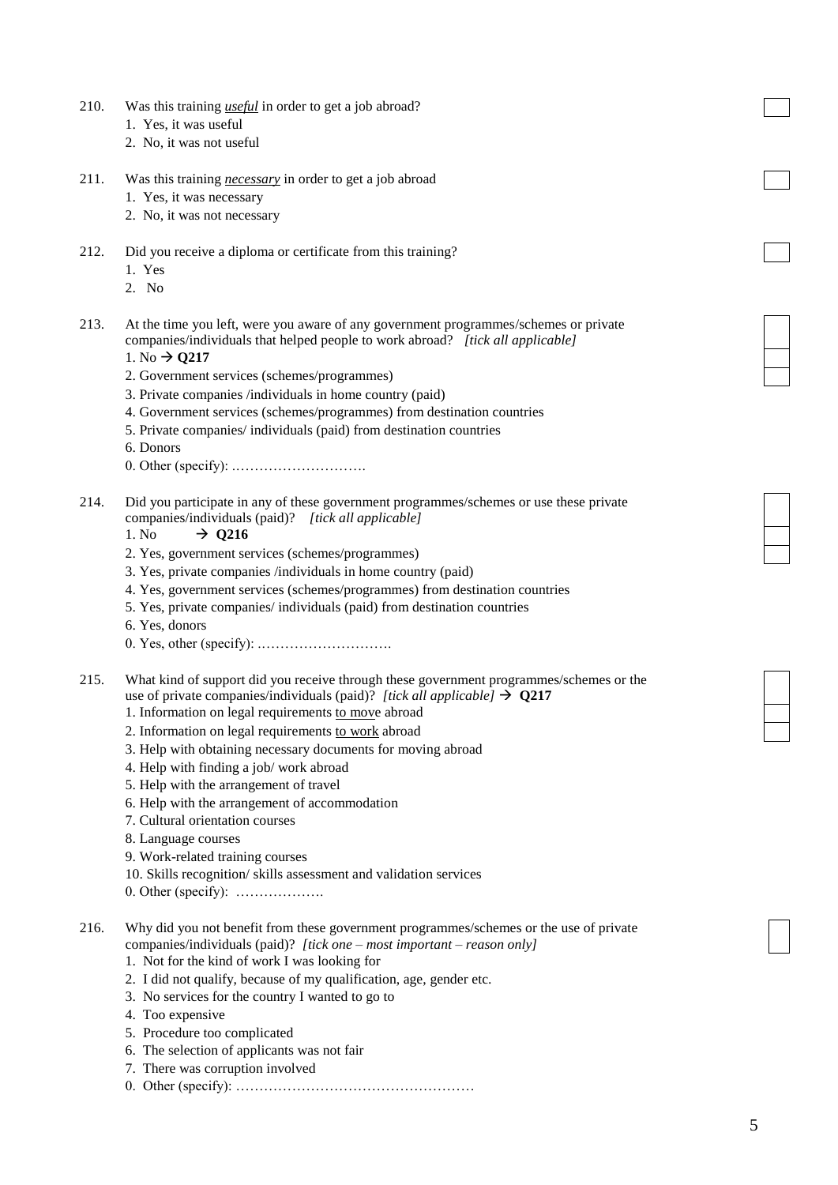210. Was this training *__useful__* in order to get a job abroad?
   1. Yes, it was useful
   2. No, it was not useful

211. Was this training *__necessary__* in order to get a job abroad
   1. Yes, it was necessary
   2. No, it was not necessary

212. Did you receive a diploma or certificate from this training?
   1. Yes
   2. No

213. At the time you left, were you aware of any government programmes/schemes or private companies/individuals that helped people to work abroad? *[tick all applicable]*
   1. No → **Q217**
   2. Government services (schemes/programmes)
   3. Private companies /individuals in home country (paid)
   4. Government services (schemes/programmes) from destination countries
   5. Private companies/ individuals (paid) from destination countries
   6. Donors
   0. Other (specify): ……………………….

214. Did you participate in any of these government programmes/schemes or use these private companies/individuals (paid)? *[tick all applicable]*
   1. No → **Q216**
   2. Yes, government services (schemes/programmes)
   3. Yes, private companies /individuals in home country (paid)
   4. Yes, government services (schemes/programmes) from destination countries
   5. Yes, private companies/ individuals (paid) from destination countries
   6. Yes, donors
   0. Yes, other (specify): ……………………….

215. What kind of support did you receive through these government programmes/schemes or the use of private companies/individuals (paid)? *[tick all applicable]* → **Q217**
   1. Information on legal requirements __to move__ abroad
   2. Information on legal requirements __to work__ abroad
   3. Help with obtaining necessary documents for moving abroad
   4. Help with finding a job/ work abroad
   5. Help with the arrangement of travel
   6. Help with the arrangement of accommodation
   7. Cultural orientation courses
   8. Language courses
   9. Work-related training courses
   10. Skills recognition/ skills assessment and validation services
   0. Other (specify): ……………….

216. Why did you not benefit from these government programmes/schemes or the use of private companies/individuals (paid)? *[tick one – most important – reason only]*
   1. Not for the kind of work I was looking for
   2. I did not qualify, because of my qualification, age, gender etc.
   3. No services for the country I wanted to go to
   4. Too expensive
   5. Procedure too complicated
   6. The selection of applicants was not fair
   7. There was corruption involved
   0. Other (specify): ……………………………………………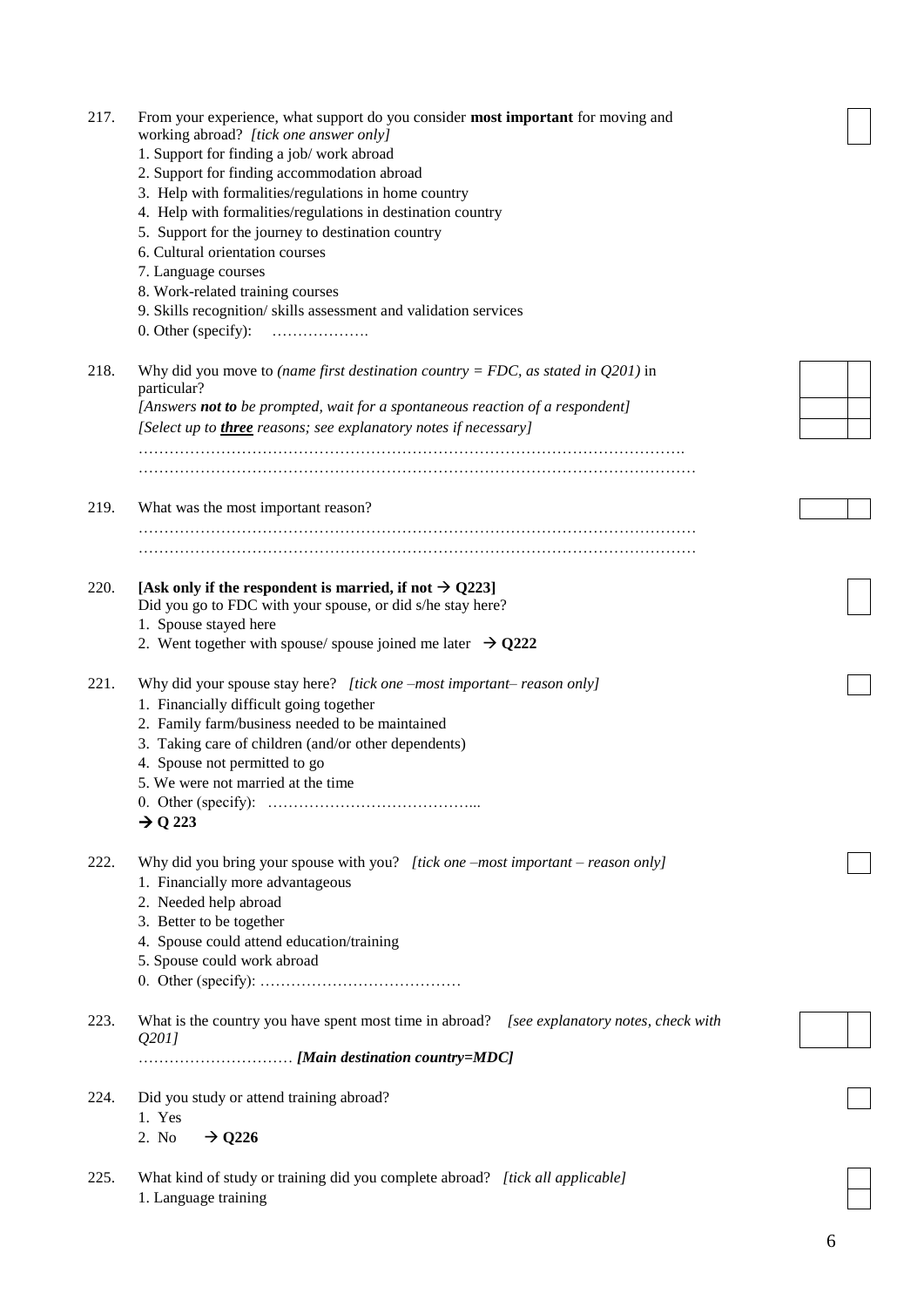217. From your experience, what support do you consider **most important** for moving and working abroad? *[tick one answer only]*

1. Support for finding a job/ work abroad
2. Support for finding accommodation abroad
3. Help with formalities/regulations in home country
4. Help with formalities/regulations in destination country
5. Support for the journey to destination country
6. Cultural orientation courses
7. Language courses
8. Work-related training courses
9. Skills recognition/ skills assessment and validation services

0. Other (specify): ……………….

218. Why did you move to *(name first destination country = FDC, as stated in Q201)* in particular?
*[Answers **not to** be prompted, wait for a spontaneous reaction of a respondent]*
*[Select up to **three** reasons; see explanatory notes if necessary]*

…………………………………………………………………………………………….
……………………………………………………………………………………………

219. What was the most important reason?

……………………………………………………………………………………………
……………………………………………………………………………………………

220. **[Ask only if the respondent is married, if not → Q223]**
Did you go to FDC with your spouse, or did s/he stay here?

1. Spouse stayed here
2. Went together with spouse/ spouse joined me later → **Q222**

221. Why did your spouse stay here? *[tick one –most important– reason only]*

1. Financially difficult going together
2. Family farm/business needed to be maintained
3. Taking care of children (and/or other dependents)
4. Spouse not permitted to go
5. We were not married at the time

0. Other (specify): …………………………………...

**→ Q 223**

222. Why did you bring your spouse with you? *[tick one –most important – reason only]*

1. Financially more advantageous
2. Needed help abroad
3. Better to be together
4. Spouse could attend education/training
5. Spouse could work abroad

0. Other (specify): …………………………………

223. What is the country you have spent most time in abroad? *[see explanatory notes, check with Q201]*
………………………… ***[Main destination country=MDC]***

224. Did you study or attend training abroad?

1. Yes
2. No → **Q226**

225. What kind of study or training did you complete abroad? *[tick all applicable]*

1. Language training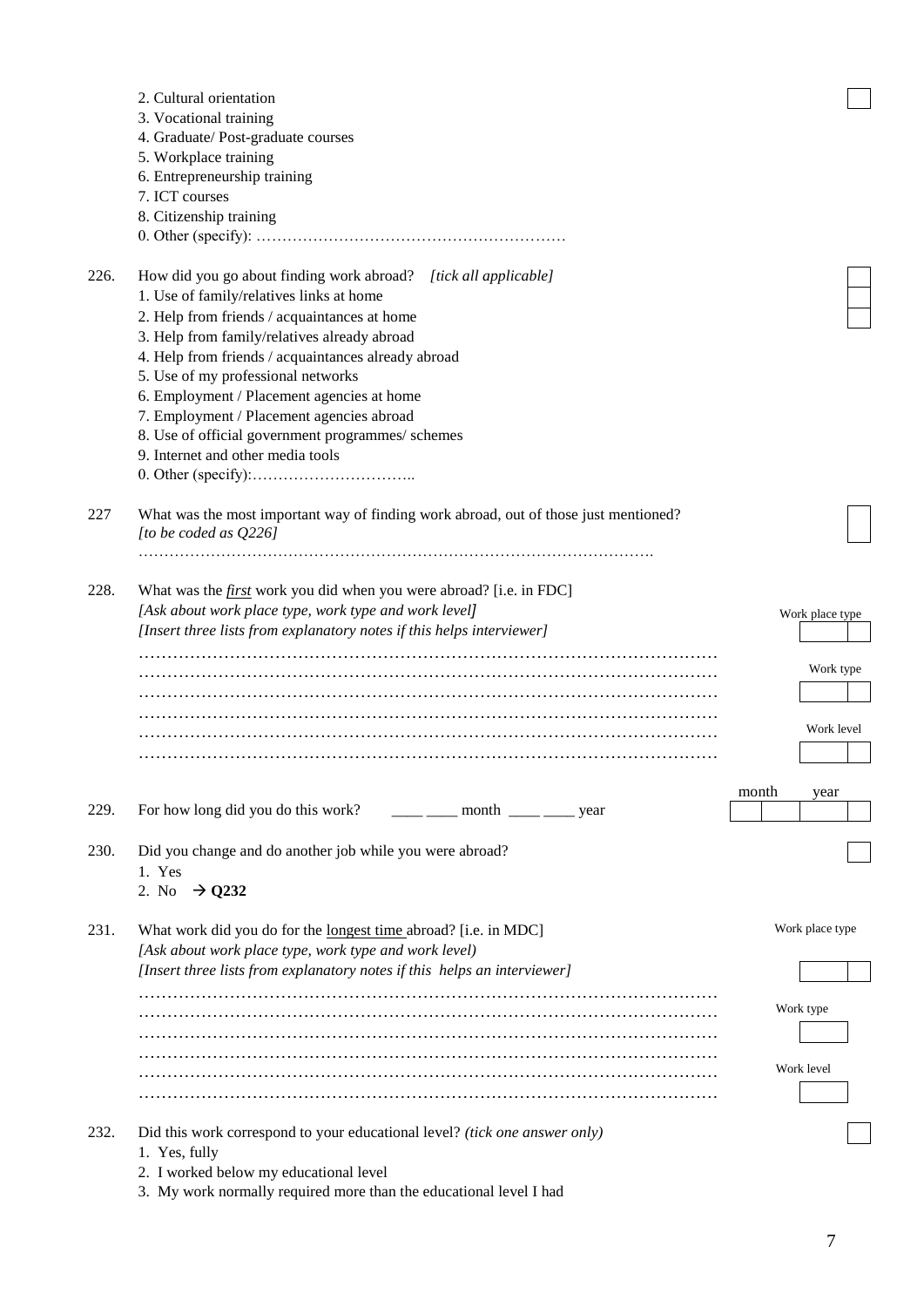2. Cultural orientation
3. Vocational training
4. Graduate/ Post-graduate courses
5. Workplace training
6. Entrepreneurship training
7. ICT courses
8. Citizenship training
0. Other (specify): ……………………………………………………

226. How did you go about finding work abroad? *[tick all applicable]*
1. Use of family/relatives links at home
2. Help from friends / acquaintances at home
3. Help from family/relatives already abroad
4. Help from friends / acquaintances already abroad
5. Use of my professional networks
6. Employment / Placement agencies at home
7. Employment / Placement agencies abroad
8. Use of official government programmes/ schemes
9. Internet and other media tools
0. Other (specify):…………………………..

227 What was the most important way of finding work abroad, out of those just mentioned? *[to be coded as Q226]*
…………………………………………………………………………………….

228. What was the *first* work you did when you were abroad? [i.e. in FDC]
*[Ask about work place type, work type and work level]*
*[Insert three lists from explanatory notes if this helps interviewer]*
……………………………………………………………………………………………
……………………………………………………………………………………………
……………………………………………………………………………………………
……………………………………………………………………………………………
……………………………………………………………………………………………
……………………………………………………………………………………………

Work place type
Work type
Work level

229. For how long did you do this work? ____ ____ month ____ ____ year

month year

230. Did you change and do another job while you were abroad?
1. Yes
2. No → **Q232**

231. What work did you do for the longest time abroad? [i.e. in MDC]
*[Ask about work place type, work type and work level)*
*[Insert three lists from explanatory notes if this helps an interviewer]*
……………………………………………………………………………………………
……………………………………………………………………………………………
……………………………………………………………………………………………
……………………………………………………………………………………………
……………………………………………………………………………………………
……………………………………………………………………………………………

Work place type
Work type
Work level

232. Did this work correspond to your educational level? *(tick one answer only)*
1. Yes, fully
2. I worked below my educational level
3. My work normally required more than the educational level I had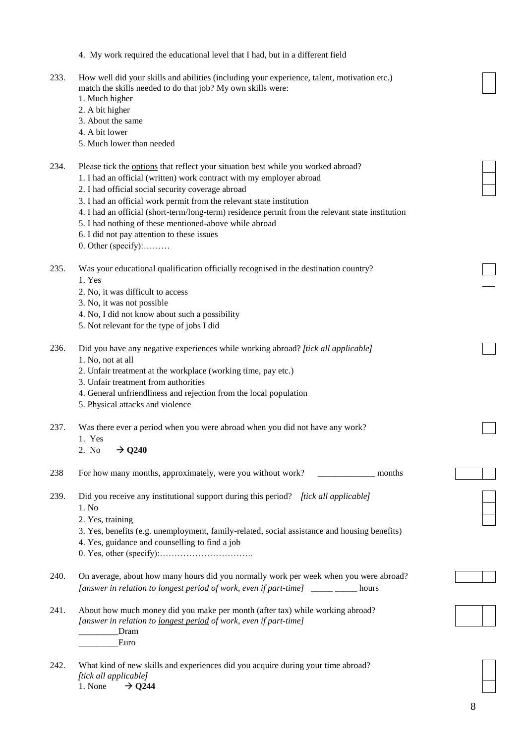4. My work required the educational level that I had, but in a different field

233. How well did your skills and abilities (including your experience, talent, motivation etc.) match the skills needed to do that job? My own skills were:
   1. Much higher
   2. A bit higher
   3. About the same
   4. A bit lower
   5. Much lower than needed

234. Please tick the <u>options</u> that reflect your situation best while you worked abroad?
   1. I had an official (written) work contract with my employer abroad
   2. I had official social security coverage abroad
   3. I had an official work permit from the relevant state institution
   4. I had an official (short-term/long-term) residence permit from the relevant state institution
   5. I had nothing of these mentioned-above while abroad
   6. I did not pay attention to these issues
   0. Other (specify):………

235. Was your educational qualification officially recognised in the destination country?
   1. Yes
   2. No, it was difficult to access
   3. No, it was not possible
   4. No, I did not know about such a possibility
   5. Not relevant for the type of jobs I did

236. Did you have any negative experiences while working abroad? *[tick all applicable]*
   1. No, not at all
   2. Unfair treatment at the workplace (working time, pay etc.)
   3. Unfair treatment from authorities
   4. General unfriendliness and rejection from the local population
   5. Physical attacks and violence

237. Was there ever a period when you were abroad when you did not have any work?
   1. Yes
   2. No → **Q240**

238 For how many months, approximately, were you without work? _____________ months

239. Did you receive any institutional support during this period? *[tick all applicable]*
   1. No
   2. Yes, training
   3. Yes, benefits (e.g. unemployment, family-related, social assistance and housing benefits)
   4. Yes, guidance and counselling to find a job
   0. Yes, other (specify):…………………………..

240. On average, about how many hours did you normally work per week when you were abroad? *[answer in relation to <u>longest period</u> of work, even if part-time]* _____ _____ hours

241. About how much money did you make per month (after tax) while working abroad? *[answer in relation to <u>longest period</u> of work, even if part-time]*
   _________Dram
   _________Euro

242. What kind of new skills and experiences did you acquire during your time abroad? *[tick all applicable]*
   1. None → **Q244**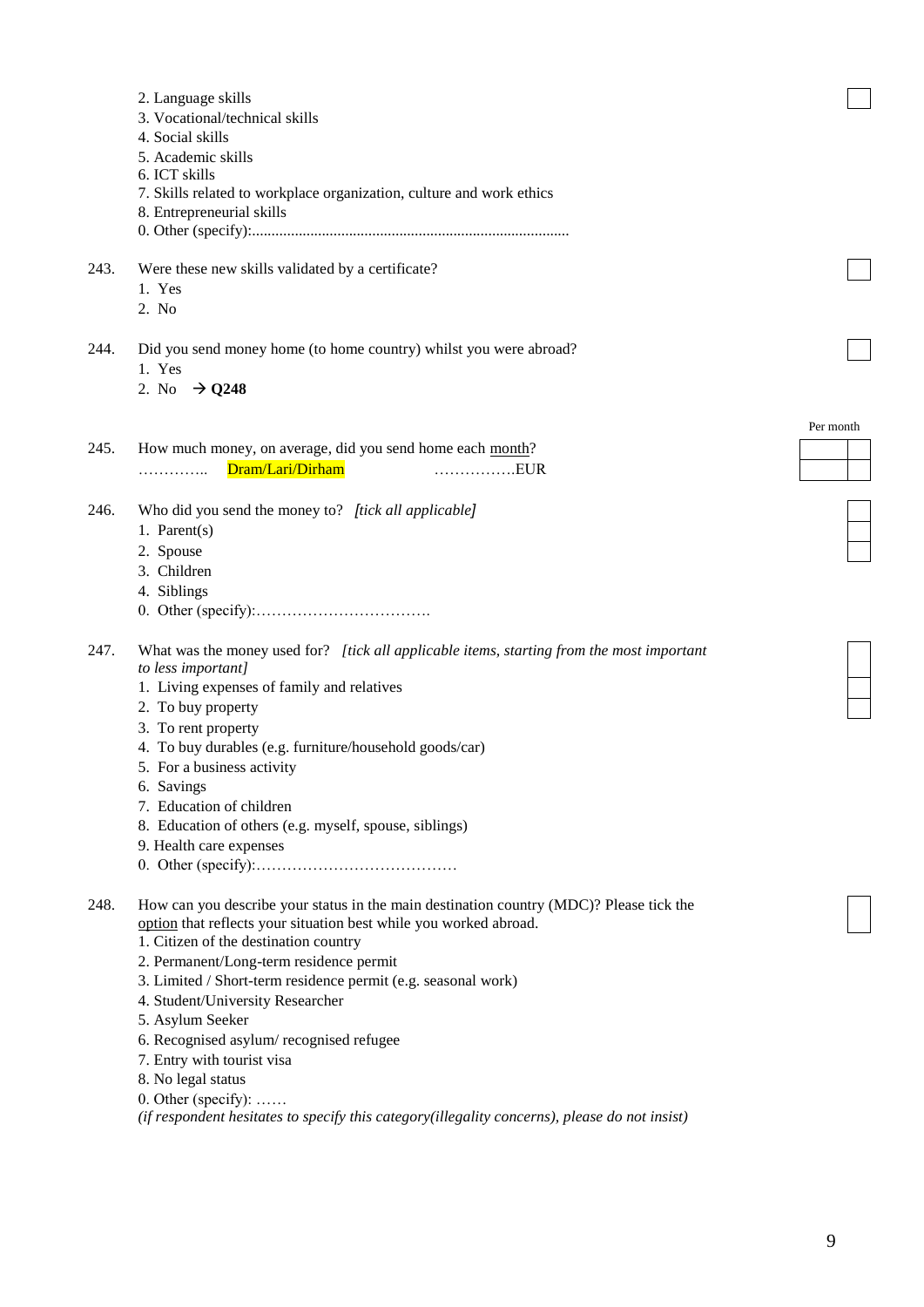2. Language skills
3. Vocational/technical skills
4. Social skills
5. Academic skills
6. ICT skills
7. Skills related to workplace organization, culture and work ethics
8. Entrepreneurial skills
0. Other (specify):.................................................................................

243. Were these new skills validated by a certificate?
1. Yes
2. No

244. Did you send money home (to home country) whilst you were abroad?
1. Yes
2. No → **Q248**

Per month

245. How much money, on average, did you send home each month?
………….. Dram/Lari/Dirham ……………EUR

246. Who did you send the money to? *[tick all applicable]*
1. Parent(s)
2. Spouse
3. Children
4. Siblings
0. Other (specify):…………………………….

247. What was the money used for? *[tick all applicable items, starting from the most important to less important]*
1. Living expenses of family and relatives
2. To buy property
3. To rent property
4. To buy durables (e.g. furniture/household goods/car)
5. For a business activity
6. Savings
7. Education of children
8. Education of others (e.g. myself, spouse, siblings)
9. Health care expenses
0. Other (specify):…………………………………

248. How can you describe your status in the main destination country (MDC)? Please tick the option that reflects your situation best while you worked abroad.
1. Citizen of the destination country
2. Permanent/Long-term residence permit
3. Limited / Short-term residence permit (e.g. seasonal work)
4. Student/University Researcher
5. Asylum Seeker
6. Recognised asylum/ recognised refugee
7. Entry with tourist visa
8. No legal status
0. Other (specify): ……
*(if respondent hesitates to specify this category(illegality concerns), please do not insist)*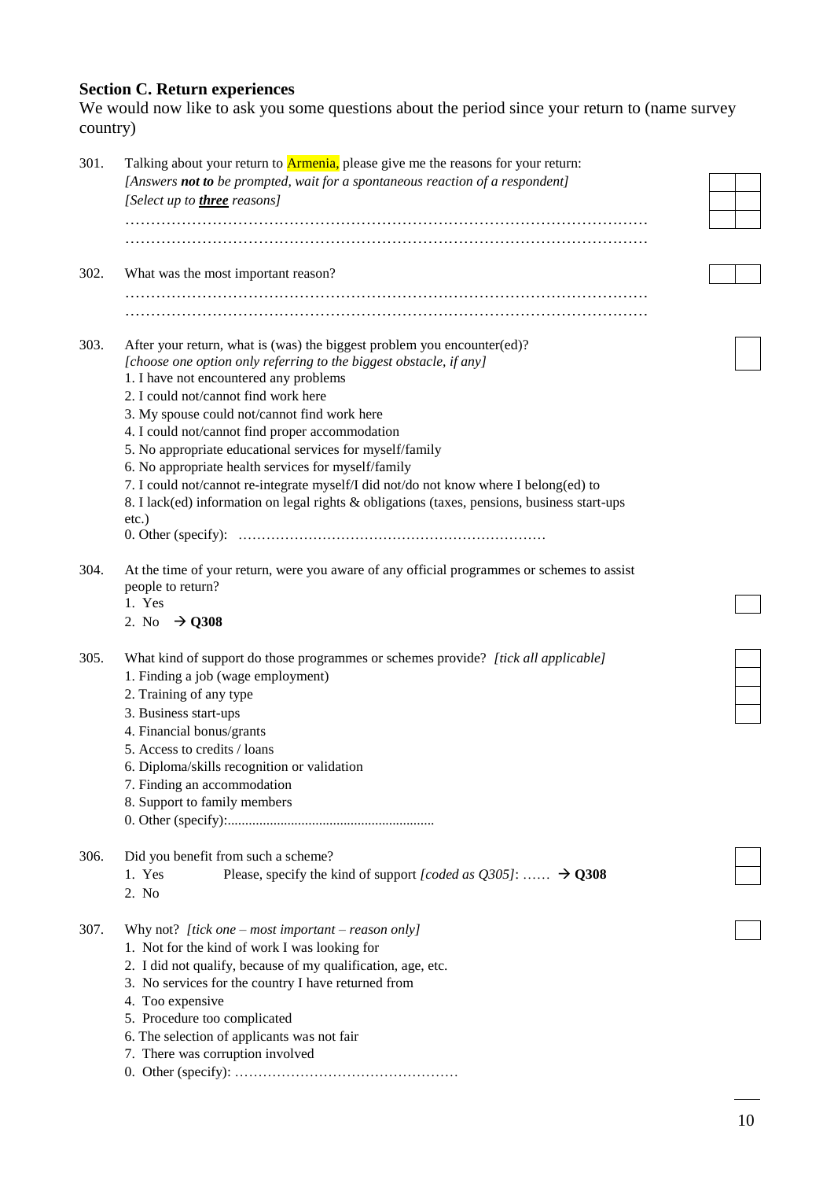## Section C. Return experiences

We would now like to ask you some questions about the period since your return to (name survey country)

301. Talking about your return to Armenia, please give me the reasons for your return:
*[Answers **not to** be prompted, wait for a spontaneous reaction of a respondent]*
*[Select up to **three** reasons]*
…………………………………………………………………………………………
…………………………………………………………………………………………

302. What was the most important reason?
…………………………………………………………………………………………
…………………………………………………………………………………………

303. After your return, what is (was) the biggest problem you encounter(ed)?
*[choose one option only referring to the biggest obstacle, if any]*
1. I have not encountered any problems
2. I could not/cannot find work here
3. My spouse could not/cannot find work here
4. I could not/cannot find proper accommodation
5. No appropriate educational services for myself/family
6. No appropriate health services for myself/family
7. I could not/cannot re-integrate myself/I did not/do not know where I belong(ed) to
8. I lack(ed) information on legal rights & obligations (taxes, pensions, business start-ups etc.)
0. Other (specify): ………………………………………………………

304. At the time of your return, were you aware of any official programmes or schemes to assist people to return?
1. Yes
2. No → **Q308**

305. What kind of support do those programmes or schemes provide? *[tick all applicable]*
1. Finding a job (wage employment)
2. Training of any type
3. Business start-ups
4. Financial bonus/grants
5. Access to credits / loans
6. Diploma/skills recognition or validation
7. Finding an accommodation
8. Support to family members
0. Other (specify):............................................................

306. Did you benefit from such a scheme?
1. Yes Please, specify the kind of support *[coded as Q305]*: …… → **Q308**
2. No

307. Why not? *[tick one – most important – reason only]*
1. Not for the kind of work I was looking for
2. I did not qualify, because of my qualification, age, etc.
3. No services for the country I have returned from
4. Too expensive
5. Procedure too complicated
6. The selection of applicants was not fair
7. There was corruption involved
0. Other (specify): ………………………………………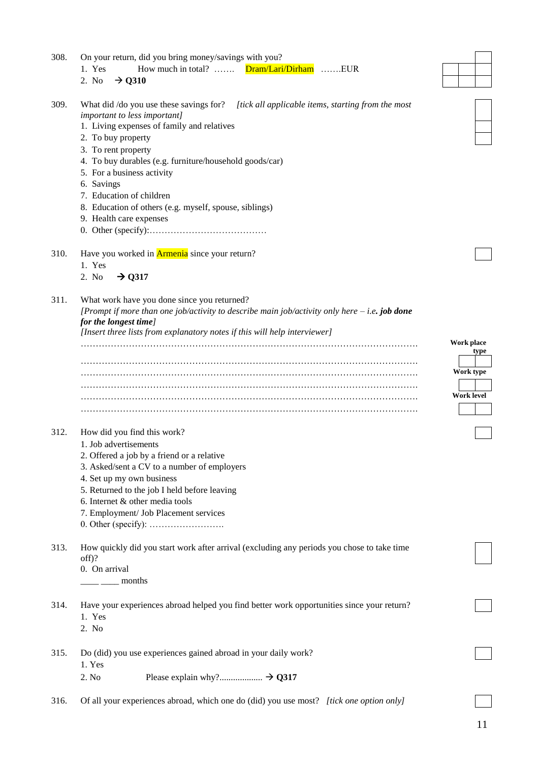308. On your return, did you bring money/savings with you?
   1. Yes  How much in total? …….  Dram/Lari/Dirham  …….EUR
   2. No  → **Q310**

309. What did /do you use these savings for? *[tick all applicable items, starting from the most important to less important]*
   1. Living expenses of family and relatives
   2. To buy property
   3. To rent property
   4. To buy durables (e.g. furniture/household goods/car)
   5. For a business activity
   6. Savings
   7. Education of children
   8. Education of others (e.g. myself, spouse, siblings)
   9. Health care expenses
   0. Other (specify):…………………………………

310. Have you worked in Armenia since your return?
   1. Yes
   2. No  → **Q317**

311. What work have you done since you returned?
   *[Prompt if more than one job/activity to describe main job/activity only here – i.e. **job done for the longest time**]*
   *[Insert three lists from explanatory notes if this will help interviewer]*
   ……………………………………………………………………………………………………
   ……………………………………………………………………………………………………
   ……………………………………………………………………………………………………
   ……………………………………………………………………………………………………
   ……………………………………………………………………………………………………
   ……………………………………………………………………………………………………

   **Work place type**
   **Work type**
   **Work level**

312. How did you find this work?
   1. Job advertisements
   2. Offered a job by a friend or a relative
   3. Asked/sent a CV to a number of employers
   4. Set up my own business
   5. Returned to the job I held before leaving
   6. Internet & other media tools
   7. Employment/ Job Placement services
   0. Other (specify): …………………….

313. How quickly did you start work after arrival (excluding any periods you chose to take time off)?
   0. On arrival
   ____ ____ months

314. Have your experiences abroad helped you find better work opportunities since your return?
   1. Yes
   2. No

315. Do (did) you use experiences gained abroad in your daily work?
   1. Yes
   2. No  Please explain why?................... → **Q317**

316. Of all your experiences abroad, which one do (did) you use most? *[tick one option only]*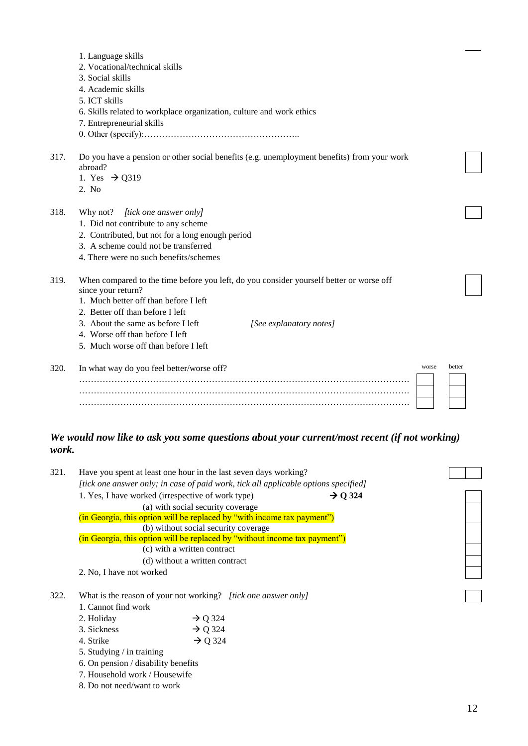1. Language skills
2. Vocational/technical skills
3. Social skills
4. Academic skills
5. ICT skills
6. Skills related to workplace organization, culture and work ethics
7. Entrepreneurial skills
0. Other (specify):……………………………………………..

317. Do you have a pension or other social benefits (e.g. unemployment benefits) from your work abroad?
   1. Yes → Q319
   2. No

318. Why not? *[tick one answer only]*
   1. Did not contribute to any scheme
   2. Contributed, but not for a long enough period
   3. A scheme could not be transferred
   4. There were no such benefits/schemes

319. When compared to the time before you left, do you consider yourself better or worse off since your return?
   1. Much better off than before I left
   2. Better off than before I left
   3. About the same as before I left *[See explanatory notes]*
   4. Worse off than before I left
   5. Much worse off than before I left

320. In what way do you feel better/worse off? (worse / better)
   …………………………………………………………………………………………………
   …………………………………………………………………………………………………
   …………………………………………………………………………………………………

***We would now like to ask you some questions about your current/most recent (if not working) work.***

321. Have you spent at least one hour in the last seven days working?
   *[tick one answer only; in case of paid work, tick all applicable options specified]*
   1. Yes, I have worked (irrespective of work type) **→ Q 324**
      (a) with social security coverage
      (in Georgia, this option will be replaced by "with income tax payment")
      (b) without social security coverage
      (in Georgia, this option will be replaced by "without income tax payment")
      (c) with a written contract
      (d) without a written contract
   2. No, I have not worked

322. What is the reason of your not working? *[tick one answer only]*
   1. Cannot find work
   2. Holiday → Q 324
   3. Sickness → Q 324
   4. Strike → Q 324
   5. Studying / in training
   6. On pension / disability benefits
   7. Household work / Housewife
   8. Do not need/want to work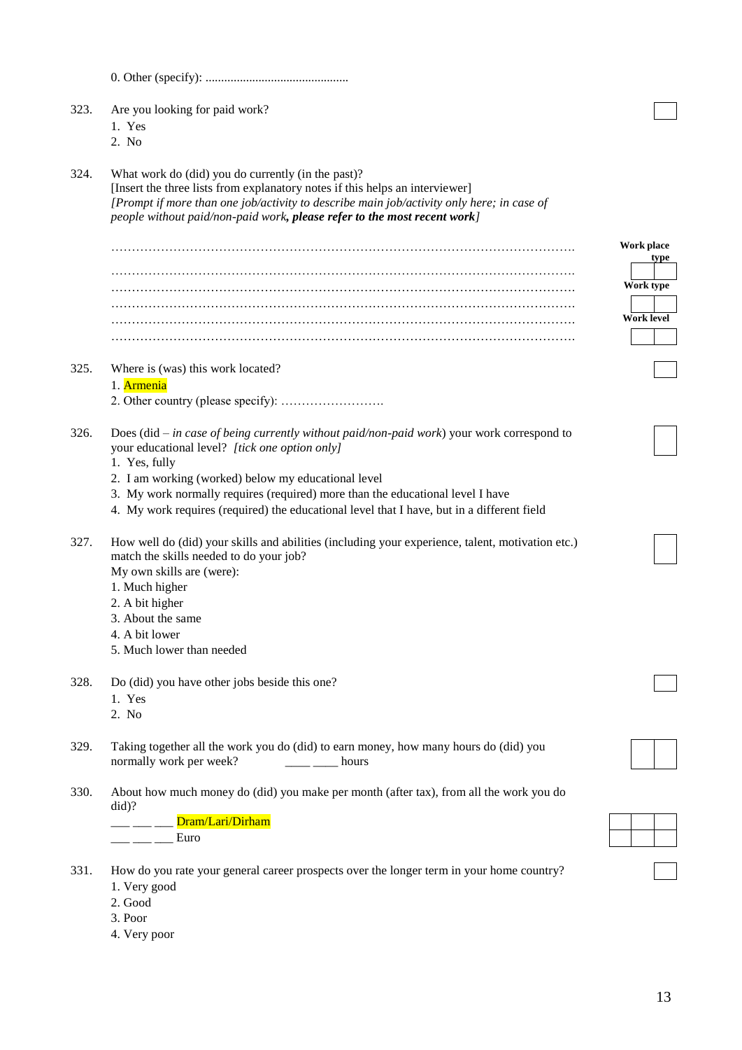0. Other (specify): .............................................

323. Are you looking for paid work?
   1. Yes
   2. No

324. What work do (did) you do currently (in the past)?
   [Insert the three lists from explanatory notes if this helps an interviewer]
   *[Prompt if more than one job/activity to describe main job/activity only here; in case of people without paid/non-paid work,* ***please refer to the most recent work****]*

   ……………………………………………………………………………………………………
   ……………………………………………………………………………………………………
   ……………………………………………………………………………………………………
   ……………………………………………………………………………………………………
   ……………………………………………………………………………………………………
   ……………………………………………………………………………………………………

   **Work place type**
   **Work type**
   **Work level**

325. Where is (was) this work located?
   1. Armenia
   2. Other country (please specify): …………………….

326. Does (did – *in case of being currently without paid/non-paid work*) your work correspond to your educational level? *[tick one option only]*
   1. Yes, fully
   2. I am working (worked) below my educational level
   3. My work normally requires (required) more than the educational level I have
   4. My work requires (required) the educational level that I have, but in a different field

327. How well do (did) your skills and abilities (including your experience, talent, motivation etc.) match the skills needed to do your job?
   My own skills are (were):
   1. Much higher
   2. A bit higher
   3. About the same
   4. A bit lower
   5. Much lower than needed

328. Do (did) you have other jobs beside this one?
   1. Yes
   2. No

329. Taking together all the work you do (did) to earn money, how many hours do (did) you normally work per week? ____ ____ hours

330. About how much money do (did) you make per month (after tax), from all the work you do did)?
   ___ ___ ___ Dram/Lari/Dirham
   ___ ___ ___ Euro

331. How do you rate your general career prospects over the longer term in your home country?
   1. Very good
   2. Good
   3. Poor
   4. Very poor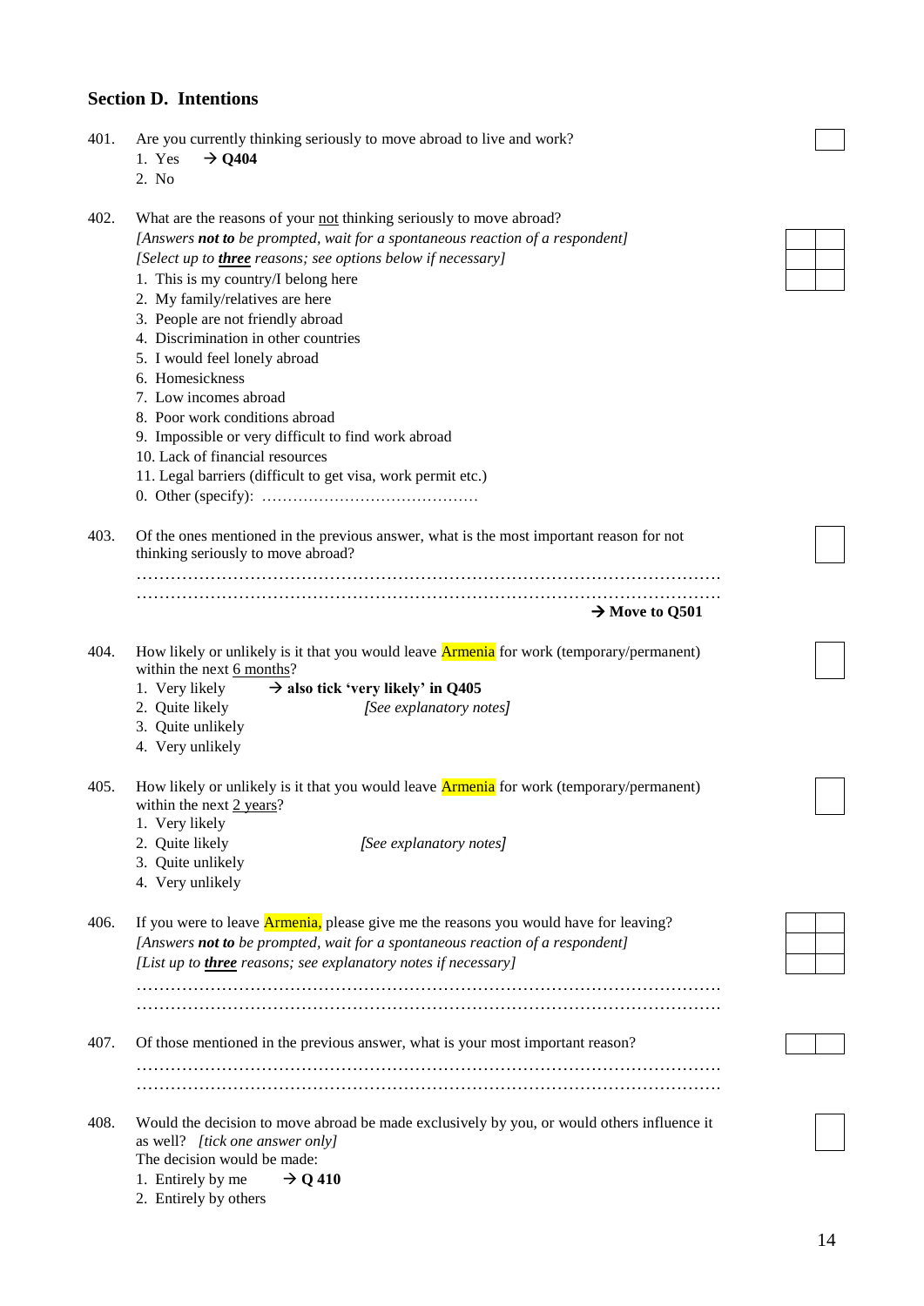## Section D. Intentions

401. Are you currently thinking seriously to move abroad to live and work?
   1. Yes → **Q404**
   2. No

402. What are the reasons of your not thinking seriously to move abroad?
   *[Answers **not to** be prompted, wait for a spontaneous reaction of a respondent]*
   *[Select up to **three** reasons; see options below if necessary]*
   1. This is my country/I belong here
   2. My family/relatives are here
   3. People are not friendly abroad
   4. Discrimination in other countries
   5. I would feel lonely abroad
   6. Homesickness
   7. Low incomes abroad
   8. Poor work conditions abroad
   9. Impossible or very difficult to find work abroad
   10. Lack of financial resources
   11. Legal barriers (difficult to get visa, work permit etc.)
   0. Other (specify): ……………………………………

403. Of the ones mentioned in the previous answer, what is the most important reason for not thinking seriously to move abroad?
   ………………………………………………………………………………………………
   ………………………………………………………………………………………………
   **→ Move to Q501**

404. How likely or unlikely is it that you would leave Armenia for work (temporary/permanent) within the next 6 months?
   1. Very likely → **also tick 'very likely' in Q405**
   2. Quite likely *[See explanatory notes]*
   3. Quite unlikely
   4. Very unlikely

405. How likely or unlikely is it that you would leave Armenia for work (temporary/permanent) within the next 2 years?
   1. Very likely
   2. Quite likely *[See explanatory notes]*
   3. Quite unlikely
   4. Very unlikely

406. If you were to leave Armenia, please give me the reasons you would have for leaving?
   *[Answers **not to** be prompted, wait for a spontaneous reaction of a respondent]*
   *[List up to **three** reasons; see explanatory notes if necessary]*
   ………………………………………………………………………………………………
   ………………………………………………………………………………………………

407. Of those mentioned in the previous answer, what is your most important reason?
   ………………………………………………………………………………………………
   ………………………………………………………………………………………………

408. Would the decision to move abroad be made exclusively by you, or would others influence it as well? *[tick one answer only]*
   The decision would be made:
   1. Entirely by me → **Q 410**
   2. Entirely by others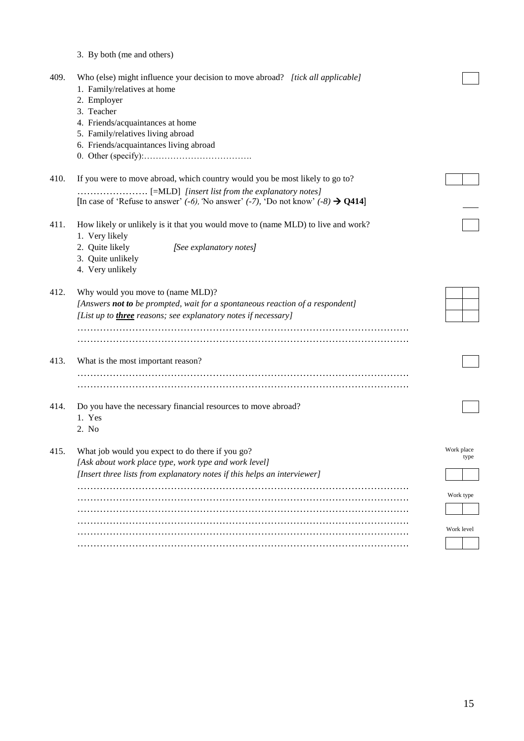3. By both (me and others)

409. Who (else) might influence your decision to move abroad? *[tick all applicable]*
   1. Family/relatives at home
   2. Employer
   3. Teacher
   4. Friends/acquaintances at home
   5. Family/relatives living abroad
   6. Friends/acquaintances living abroad
   0. Other (specify):……………………………….

410. If you were to move abroad, which country would you be most likely to go to?
   …………………. [=MLD] *[insert list from the explanatory notes]*
   [In case of 'Refuse to answer' *(-6),* 'No answer' *(-7),* 'Do not know' *(-8)* → **Q414**]

411. How likely or unlikely is it that you would move to (name MLD) to live and work?
   1. Very likely
   2. Quite likely *[See explanatory notes]*
   3. Quite unlikely
   4. Very unlikely

412. Why would you move to (name MLD)?
   *[Answers **not to** be prompted, wait for a spontaneous reaction of a respondent]*
   *[List up to **three** reasons; see explanatory notes if necessary]*
   ……………………………………………………………………………………………
   ……………………………………………………………………………………………

413. What is the most important reason?
   ……………………………………………………………………………………………
   ……………………………………………………………………………………………

414. Do you have the necessary financial resources to move abroad?
   1. Yes
   2. No

415. What job would you expect to do there if you go?
   *[Ask about work place type, work type and work level]*
   *[Insert three lists from explanatory notes if this helps an interviewer]*
   ……………………………………………………………………………………………
   ……………………………………………………………………………………………
   ……………………………………………………………………………………………
   ……………………………………………………………………………………………
   ……………………………………………………………………………………………
   ……………………………………………………………………………………………

   Work place type
   Work type
   Work level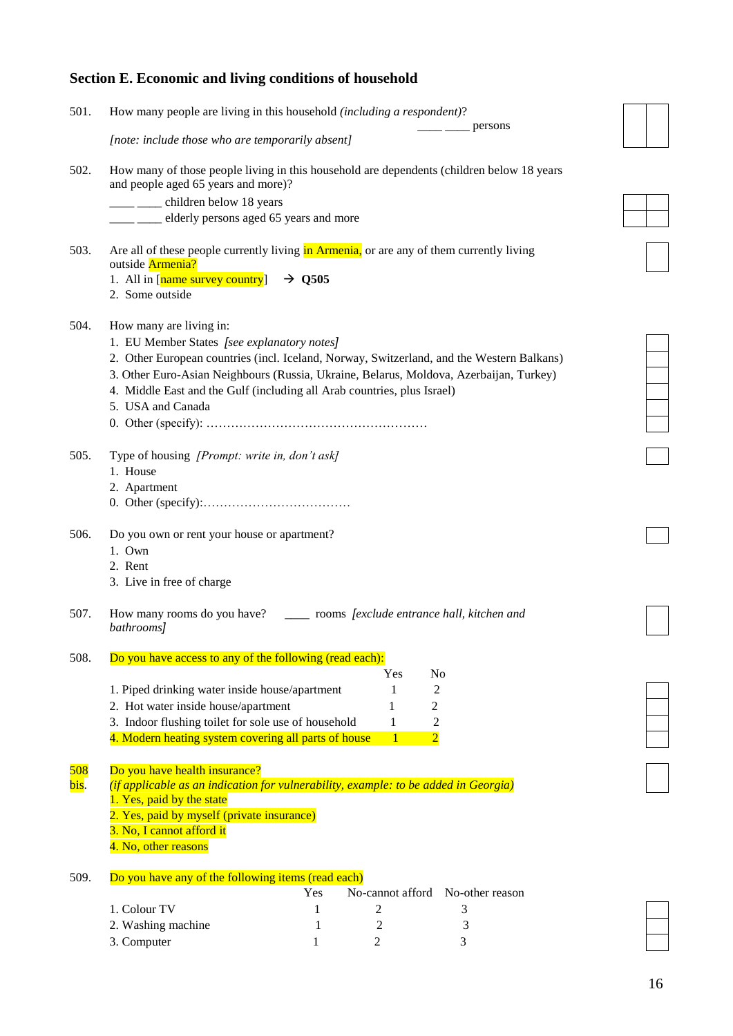## Section E. Economic and living conditions of household

501. How many people are living in this household *(including a respondent)*?

____ ____ persons

*[note: include those who are temporarily absent]*

502. How many of those people living in this household are dependents (children below 18 years and people aged 65 years and more)?

____ ____ children below 18 years

____ ____ elderly persons aged 65 years and more

503. Are all of these people currently living in Armenia, or are any of them currently living outside Armenia?

1. All in [name survey country] → **Q505**
2. Some outside

504. How many are living in:

1. EU Member States *[see explanatory notes]*
2. Other European countries (incl. Iceland, Norway, Switzerland, and the Western Balkans)
3. Other Euro-Asian Neighbours (Russia, Ukraine, Belarus, Moldova, Azerbaijan, Turkey)
4. Middle East and the Gulf (including all Arab countries, plus Israel)
5. USA and Canada
0. Other (specify): ………………………………………………

505. Type of housing *[Prompt: write in, don't ask]*

1. House
2. Apartment
0. Other (specify):………………………………

506. Do you own or rent your house or apartment?

1. Own
2. Rent
3. Live in free of charge

507. How many rooms do you have? ____ rooms *[exclude entrance hall, kitchen and bathrooms]*

508. Do you have access to any of the following (read each):

| | Yes | No |
|---|---|---|
| 1. Piped drinking water inside house/apartment | 1 | 2 |
| 2. Hot water inside house/apartment | 1 | 2 |
| 3. Indoor flushing toilet for sole use of household | 1 | 2 |
| 4. Modern heating system covering all parts of house | 1 | 2 |

508 bis. Do you have health insurance?

*(if applicable as an indication for vulnerability, example: to be added in Georgia)*

1. Yes, paid by the state
2. Yes, paid by myself (private insurance)
3. No, I cannot afford it
4. No, other reasons

509. Do you have any of the following items (read each)

| | Yes | No-cannot afford | No-other reason |
|---|---|---|---|
| 1. Colour TV | 1 | 2 | 3 |
| 2. Washing machine | 1 | 2 | 3 |
| 3. Computer | 1 | 2 | 3 |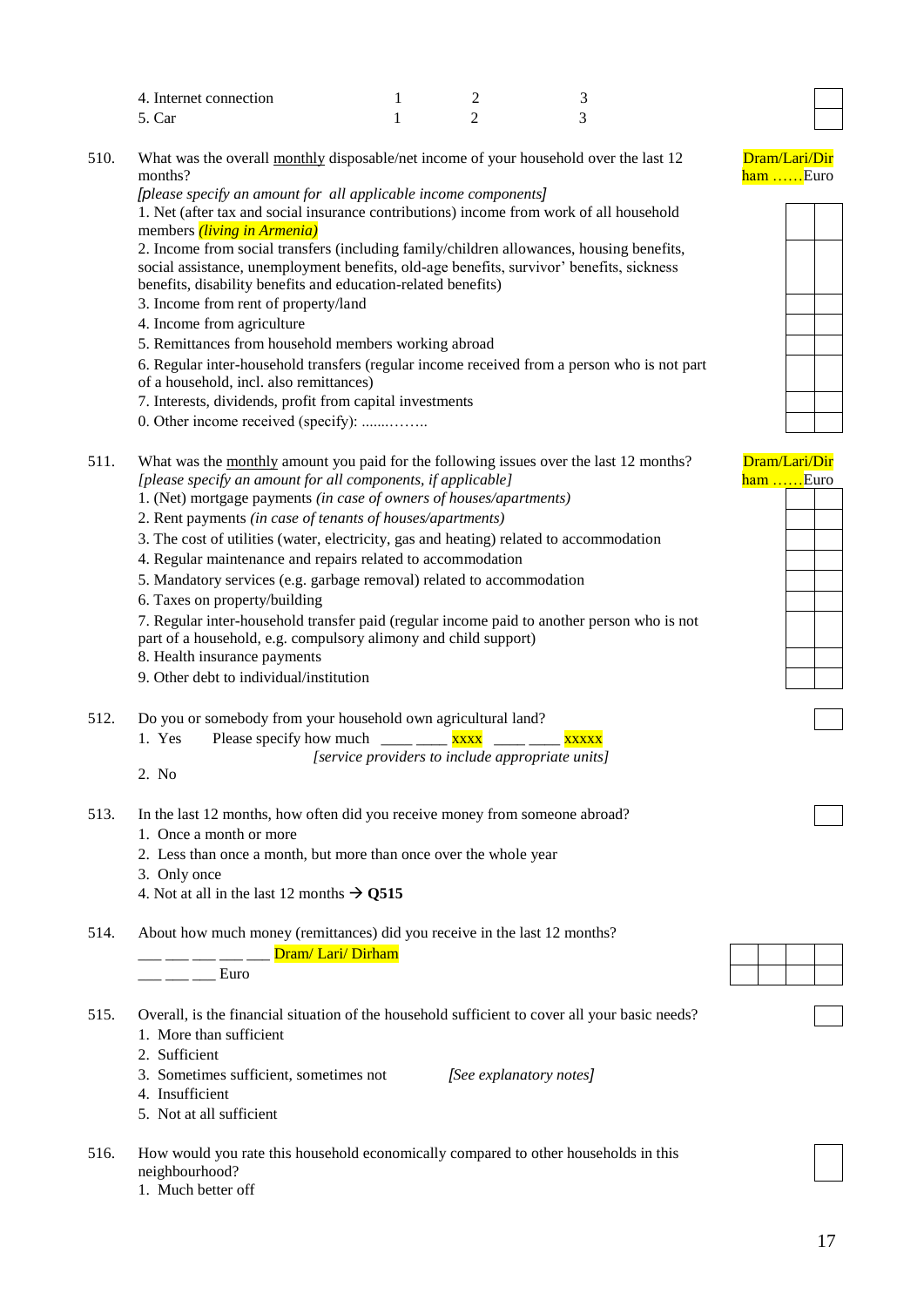4. Internet connection 1 2 3
5. Car 1 2 3

510. What was the overall monthly disposable/net income of your household over the last 12 months?

Dram/Lari/Dirham ……Euro

*[please specify an amount for all applicable income components]*

1. Net (after tax and social insurance contributions) income from work of all household members *(living in Armenia)*
2. Income from social transfers (including family/children allowances, housing benefits, social assistance, unemployment benefits, old-age benefits, survivor' benefits, sickness benefits, disability benefits and education-related benefits)
3. Income from rent of property/land
4. Income from agriculture
5. Remittances from household members working abroad
6. Regular inter-household transfers (regular income received from a person who is not part of a household, incl. also remittances)
7. Interests, dividends, profit from capital investments
0. Other income received (specify): ........……..

511. What was the monthly amount you paid for the following issues over the last 12 months?

Dram/Lari/Dirham ……Euro

*[please specify an amount for all components, if applicable]*

1. (Net) mortgage payments *(in case of owners of houses/apartments)*
2. Rent payments *(in case of tenants of houses/apartments)*
3. The cost of utilities (water, electricity, gas and heating) related to accommodation
4. Regular maintenance and repairs related to accommodation
5. Mandatory services (e.g. garbage removal) related to accommodation
6. Taxes on property/building
7. Regular inter-household transfer paid (regular income paid to another person who is not part of a household, e.g. compulsory alimony and child support)
8. Health insurance payments
9. Other debt to individual/institution

512. Do you or somebody from your household own agricultural land?

1. Yes  Please specify how much ____ ____ xxxx ____ ____ xxxxx
   *[service providers to include appropriate units]*
2. No

513. In the last 12 months, how often did you receive money from someone abroad?

1. Once a month or more
2. Less than once a month, but more than once over the whole year
3. Only once
4. Not at all in the last 12 months → **Q515**

514. About how much money (remittances) did you receive in the last 12 months?

___ ___ ___ ___ ___ Dram/ Lari/ Dirham
___ ___ ___ Euro

515. Overall, is the financial situation of the household sufficient to cover all your basic needs?

1. More than sufficient
2. Sufficient
3. Sometimes sufficient, sometimes not  *[See explanatory notes]*
4. Insufficient
5. Not at all sufficient

516. How would you rate this household economically compared to other households in this neighbourhood?

1. Much better off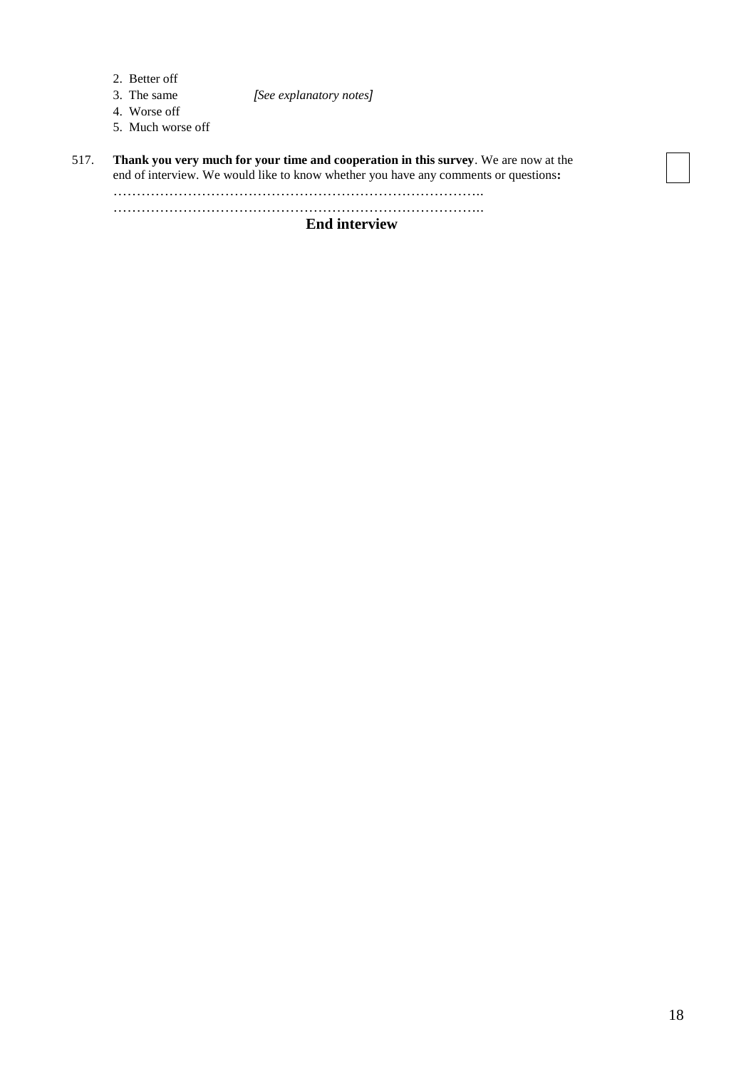2. Better off
3. The same *[See explanatory notes]*
4. Worse off
5. Much worse off

517. **Thank you very much for your time and cooperation in this survey**. We are now at the end of interview. We would like to know whether you have any comments or questions**:**

…………………………………………………………………………..
…………………………………………………………………………..

**End interview**